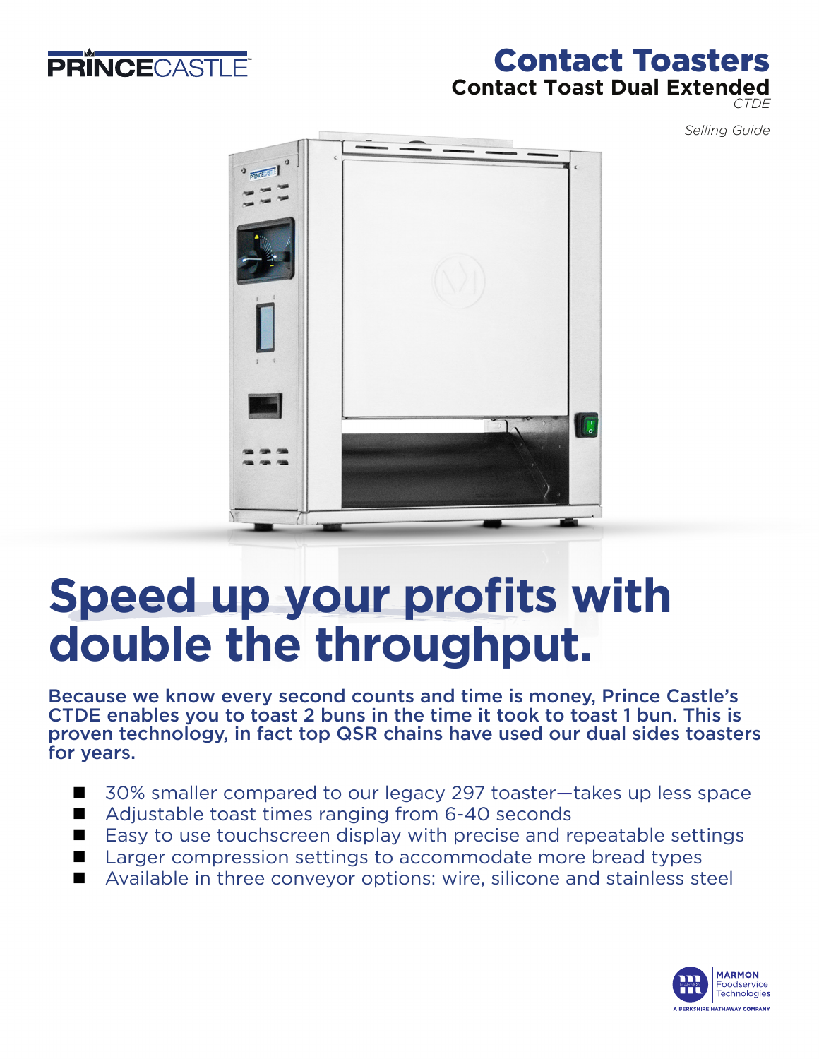PRINCECASTLE

# Contact Toasters

## Contact Toast Dual Extended

*CTDE*

*Selling Guide*

# Speed up your profits with double the throughput.

**Because we know every second counts and time is money, Prince Castle's CTDE enables you to toast 2 buns in the time it took to toast 1 bun. This is proven technology, in fact top QSR chains have used our dual sides toasters for years.**

- 30% smaller compared to our legacy 297 toaster—takes up less space
- Adjustable toast times ranging from 6-40 seconds
- Easy to use touchscreen display with precise and repeatable settings
- Larger compression settings to accommodate more bread types
- Available in three conveyor options: wire, silicone and stainless steel

MARMON Foodservice Technologies

A BERKSHIRE HATHAWAY COMPANY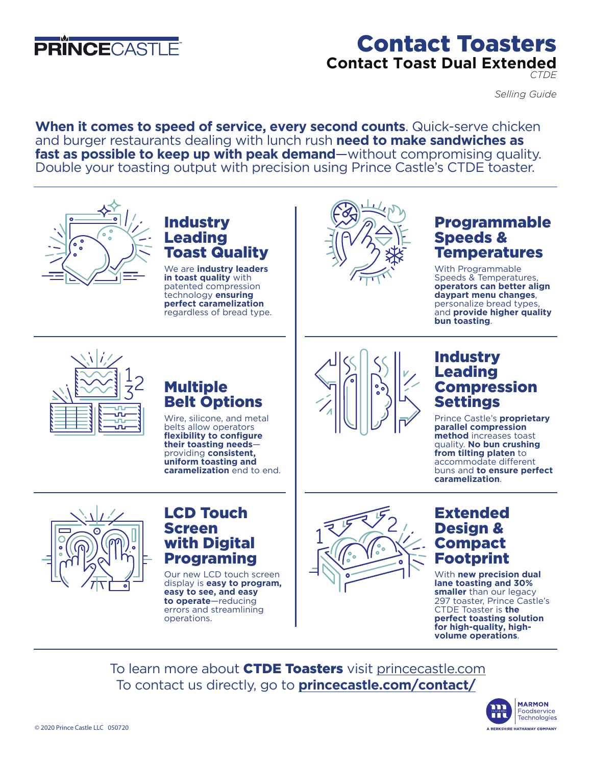# Contact Toasters

## Contact Toast Dual Extended

*CTDE*

*Selling Guide*

**When it comes to speed of service, every second counts**. Quick-serve chicken and burger restaurants dealing with lunch rush **need to make sandwiches as fast as possible to keep up with peak demand**—without compromising quality. Double your toasting output with precision using Prince Castle's CTDE toaster.

### Industry Leading Toast Quality

We are **industry leaders in toast quality** with patented compression technology **ensuring perfect caramelization** regardless of bread type.

### Programmable Speeds & Temperatures

With Programmable Speeds & Temperatures, **operators can better align daypart menu changes**, personalize bread types, and **provide higher quality bun toasting**.

### Multiple Belt Options

Wire, silicone, and metal belts allow operators **flexibility to configure their toasting needs**—providing **consistent, uniform toasting and caramelization** end to end.

### Industry Leading Compression Settings

Prince Castle's **proprietary parallel compression method** increases toast quality. **No bun crushing from tilting platen** to accommodate different buns and **to ensure perfect caramelization**.

### LCD Touch Screen with Digital Programing

Our new LCD touch screen display is **easy to program, easy to see, and easy to operate**—reducing errors and streamlining operations.

### Extended Design & Compact Footprint

With **new precision dual lane toasting and 30% smaller** than our legacy 297 toaster, Prince Castle's CTDE Toaster is **the perfect toasting solution for high-quality, high-volume operations**.

To learn more about **CTDE Toasters** visit princecastle.com
To contact us directly, go to **princecastle.com/contact/**

MARMON Foodservice Technologies
A BERKSHIRE HATHAWAY COMPANY

© 2020 Prince Castle LLC 050720